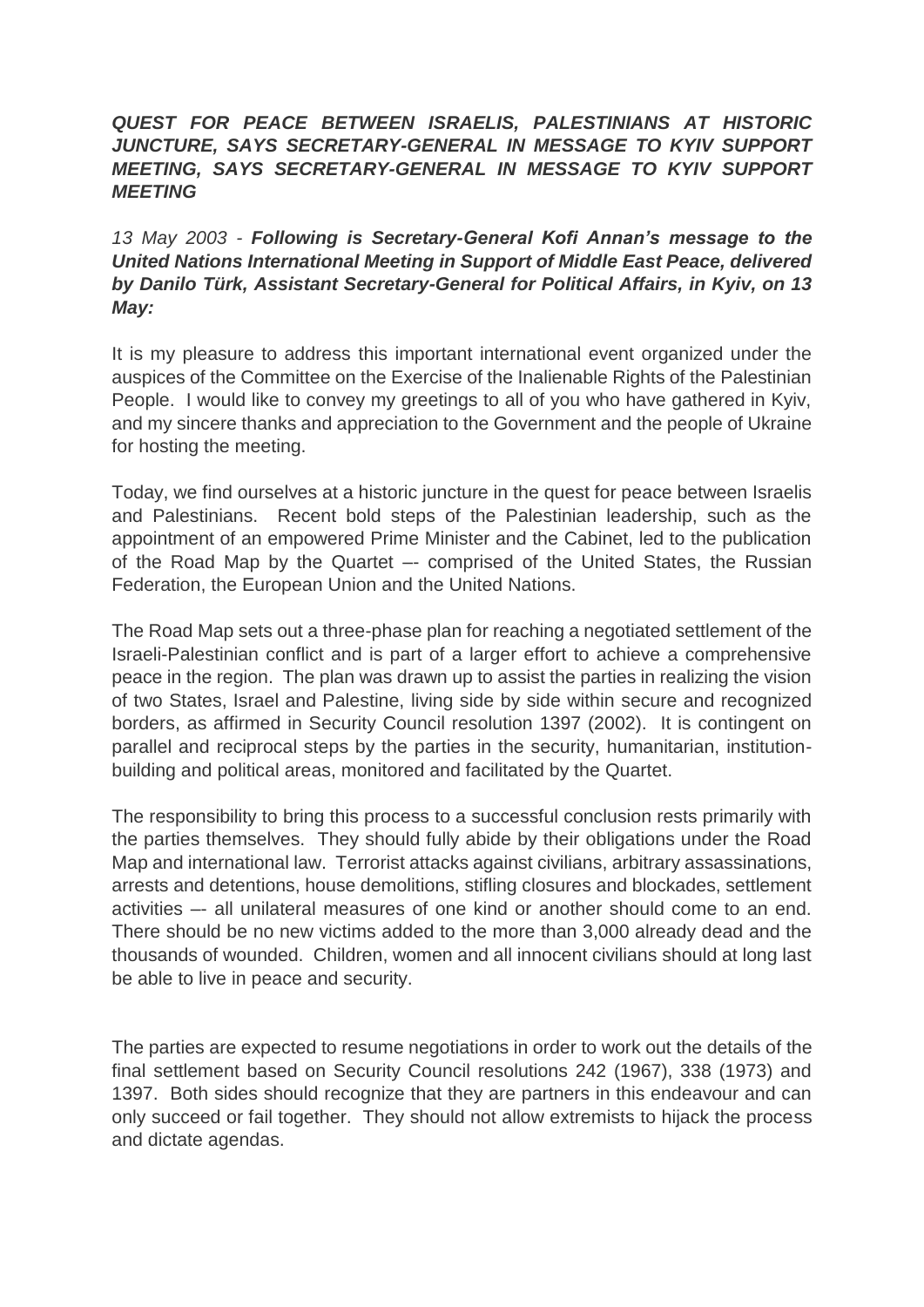***QUEST FOR PEACE BETWEEN ISRAELIS, PALESTINIANS AT HISTORIC JUNCTURE, SAYS SECRETARY-GENERAL IN MESSAGE TO KYIV SUPPORT MEETING, SAYS SECRETARY-GENERAL IN MESSAGE TO KYIV SUPPORT MEETING***

*13 May 2003 - **Following is Secretary-General Kofi Annan's message to the United Nations International Meeting in Support of Middle East Peace, delivered by Danilo Türk, Assistant Secretary-General for Political Affairs, in Kyiv, on 13 May:***

It is my pleasure to address this important international event organized under the auspices of the Committee on the Exercise of the Inalienable Rights of the Palestinian People. I would like to convey my greetings to all of you who have gathered in Kyiv, and my sincere thanks and appreciation to the Government and the people of Ukraine for hosting the meeting.

Today, we find ourselves at a historic juncture in the quest for peace between Israelis and Palestinians. Recent bold steps of the Palestinian leadership, such as the appointment of an empowered Prime Minister and the Cabinet, led to the publication of the Road Map by the Quartet –- comprised of the United States, the Russian Federation, the European Union and the United Nations.

The Road Map sets out a three-phase plan for reaching a negotiated settlement of the Israeli-Palestinian conflict and is part of a larger effort to achieve a comprehensive peace in the region. The plan was drawn up to assist the parties in realizing the vision of two States, Israel and Palestine, living side by side within secure and recognized borders, as affirmed in Security Council resolution 1397 (2002). It is contingent on parallel and reciprocal steps by the parties in the security, humanitarian, institution-building and political areas, monitored and facilitated by the Quartet.

The responsibility to bring this process to a successful conclusion rests primarily with the parties themselves. They should fully abide by their obligations under the Road Map and international law. Terrorist attacks against civilians, arbitrary assassinations, arrests and detentions, house demolitions, stifling closures and blockades, settlement activities –- all unilateral measures of one kind or another should come to an end. There should be no new victims added to the more than 3,000 already dead and the thousands of wounded. Children, women and all innocent civilians should at long last be able to live in peace and security.

The parties are expected to resume negotiations in order to work out the details of the final settlement based on Security Council resolutions 242 (1967), 338 (1973) and 1397. Both sides should recognize that they are partners in this endeavour and can only succeed or fail together. They should not allow extremists to hijack the process and dictate agendas.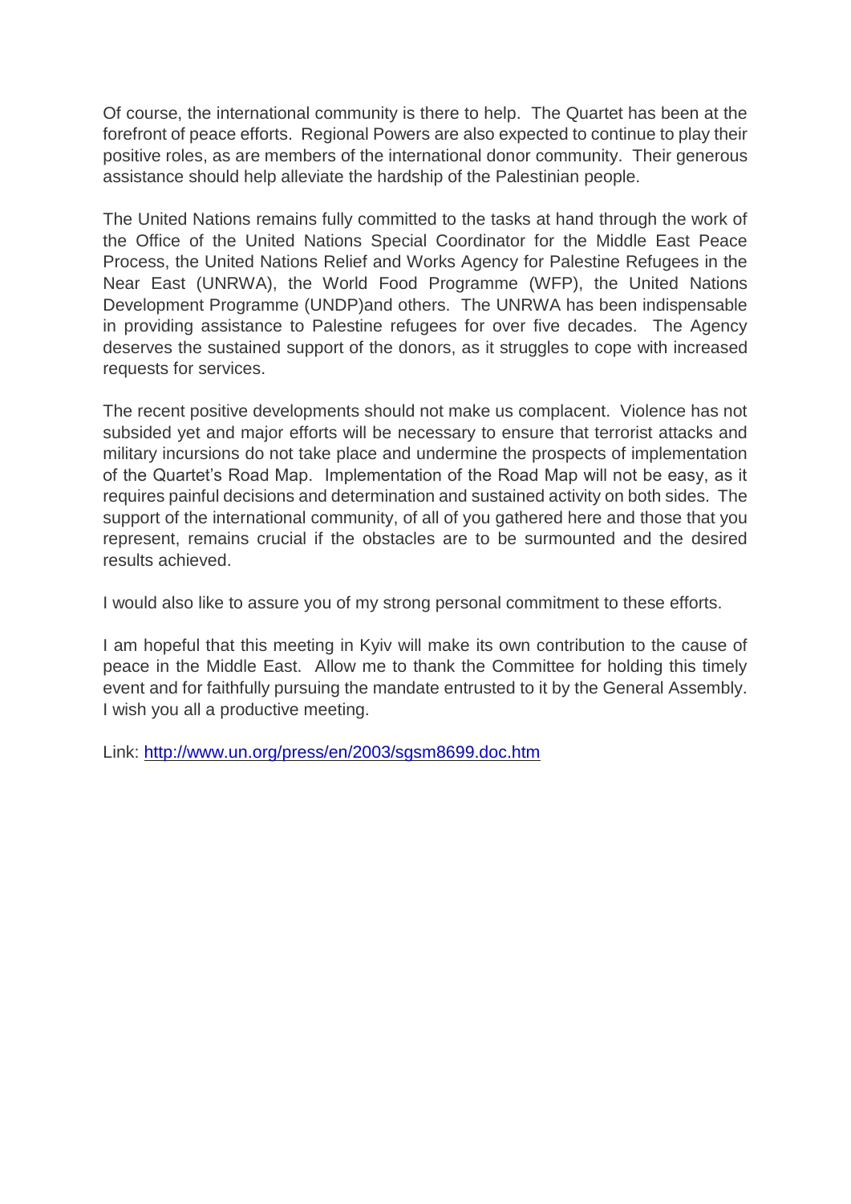Of course, the international community is there to help. The Quartet has been at the forefront of peace efforts. Regional Powers are also expected to continue to play their positive roles, as are members of the international donor community. Their generous assistance should help alleviate the hardship of the Palestinian people.

The United Nations remains fully committed to the tasks at hand through the work of the Office of the United Nations Special Coordinator for the Middle East Peace Process, the United Nations Relief and Works Agency for Palestine Refugees in the Near East (UNRWA), the World Food Programme (WFP), the United Nations Development Programme (UNDP)and others. The UNRWA has been indispensable in providing assistance to Palestine refugees for over five decades. The Agency deserves the sustained support of the donors, as it struggles to cope with increased requests for services.

The recent positive developments should not make us complacent. Violence has not subsided yet and major efforts will be necessary to ensure that terrorist attacks and military incursions do not take place and undermine the prospects of implementation of the Quartet's Road Map. Implementation of the Road Map will not be easy, as it requires painful decisions and determination and sustained activity on both sides. The support of the international community, of all of you gathered here and those that you represent, remains crucial if the obstacles are to be surmounted and the desired results achieved.

I would also like to assure you of my strong personal commitment to these efforts.

I am hopeful that this meeting in Kyiv will make its own contribution to the cause of peace in the Middle East. Allow me to thank the Committee for holding this timely event and for faithfully pursuing the mandate entrusted to it by the General Assembly. I wish you all a productive meeting.

Link: [http://www.un.org/press/en/2003/sgsm8699.doc.htm](http://www.un.org/press/en/2003/sgsm8699.doc.htm)